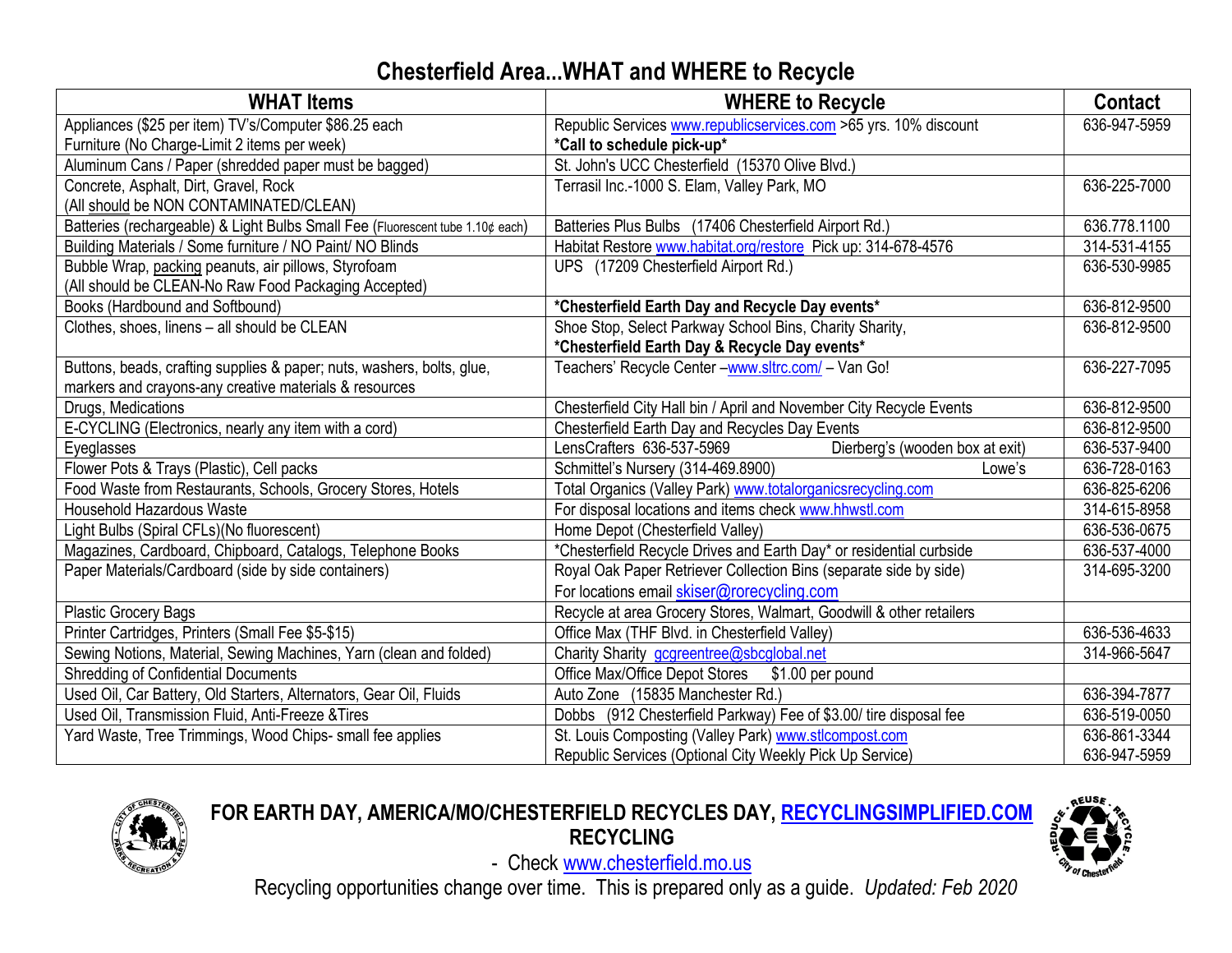# Chesterfield Area...WHAT and WHERE to Recycle

| WHAT Items | WHERE to Recycle | Contact |
|---|---|---|
| Appliances ($25 per item) TV's/Computer $86.25 each<br>Furniture (No Charge-Limit 2 items per week) | Republic Services www.republicservices.com >65 yrs. 10% discount<br>**\*Call to schedule pick-up\*** | 636-947-5959 |
| Aluminum Cans / Paper (shredded paper must be bagged) | St. John's UCC Chesterfield (15370 Olive Blvd.) | |
| Concrete, Asphalt, Dirt, Gravel, Rock<br>(All should be NON CONTAMINATED/CLEAN) | Terrasil Inc.-1000 S. Elam, Valley Park, MO | 636-225-7000 |
| Batteries (rechargeable) & Light Bulbs Small Fee (Fluorescent tube 1.10¢ each) | Batteries Plus Bulbs (17406 Chesterfield Airport Rd.) | 636.778.1100 |
| Building Materials / Some furniture / NO Paint/ NO Blinds | Habitat Restore www.habitat.org/restore Pick up: 314-678-4576 | 314-531-4155 |
| Bubble Wrap, packing peanuts, air pillows, Styrofoam<br>(All should be CLEAN-No Raw Food Packaging Accepted) | UPS (17209 Chesterfield Airport Rd.) | 636-530-9985 |
| Books (Hardbound and Softbound) | **\*Chesterfield Earth Day and Recycle Day events\*** | 636-812-9500 |
| Clothes, shoes, linens – all should be CLEAN | Shoe Stop, Select Parkway School Bins, Charity Sharity,<br>**\*Chesterfield Earth Day & Recycle Day events\*** | 636-812-9500 |
| Buttons, beads, crafting supplies & paper; nuts, washers, bolts, glue, markers and crayons-any creative materials & resources | Teachers' Recycle Center –www.sltrc.com/ – Van Go! | 636-227-7095 |
| Drugs, Medications | Chesterfield City Hall bin / April and November City Recycle Events | 636-812-9500 |
| E-CYCLING (Electronics, nearly any item with a cord) | Chesterfield Earth Day and Recycles Day Events | 636-812-9500 |
| Eyeglasses | LensCrafters 636-537-5969 Dierberg's (wooden box at exit) | 636-537-9400 |
| Flower Pots & Trays (Plastic), Cell packs | Schmittel's Nursery (314-469.8900) Lowe's | 636-728-0163 |
| Food Waste from Restaurants, Schools, Grocery Stores, Hotels | Total Organics (Valley Park) www.totalorganicsrecycling.com | 636-825-6206 |
| Household Hazardous Waste | For disposal locations and items check www.hhwstl.com | 314-615-8958 |
| Light Bulbs (Spiral CFLs)(No fluorescent) | Home Depot (Chesterfield Valley) | 636-536-0675 |
| Magazines, Cardboard, Chipboard, Catalogs, Telephone Books | \*Chesterfield Recycle Drives and Earth Day\* or residential curbside | 636-537-4000 |
| Paper Materials/Cardboard (side by side containers) | Royal Oak Paper Retriever Collection Bins (separate side by side)<br>For locations email skiser@rorecycling.com | 314-695-3200 |
| Plastic Grocery Bags | Recycle at area Grocery Stores, Walmart, Goodwill & other retailers | |
| Printer Cartridges, Printers (Small Fee $5-$15) | Office Max (THF Blvd. in Chesterfield Valley) | 636-536-4633 |
| Sewing Notions, Material, Sewing Machines, Yarn (clean and folded) | Charity Sharity gcgreentree@sbcglobal.net | 314-966-5647 |
| Shredding of Confidential Documents | Office Max/Office Depot Stores $1.00 per pound | |
| Used Oil, Car Battery, Old Starters, Alternators, Gear Oil, Fluids | Auto Zone (15835 Manchester Rd.) | 636-394-7877 |
| Used Oil, Transmission Fluid, Anti-Freeze &Tires | Dobbs (912 Chesterfield Parkway) Fee of $3.00/ tire disposal fee | 636-519-0050 |
| Yard Waste, Tree Trimmings, Wood Chips- small fee applies | St. Louis Composting (Valley Park) www.stlcompost.com<br>Republic Services (Optional City Weekly Pick Up Service) | 636-861-3344<br>636-947-5959 |

**FOR EARTH DAY, AMERICA/MO/CHESTERFIELD RECYCLES DAY, RECYCLINGSIMPLIFIED.COM RECYCLING**

- Check www.chesterfield.mo.us

Recycling opportunities change over time. This is prepared only as a guide. *Updated: Feb 2020*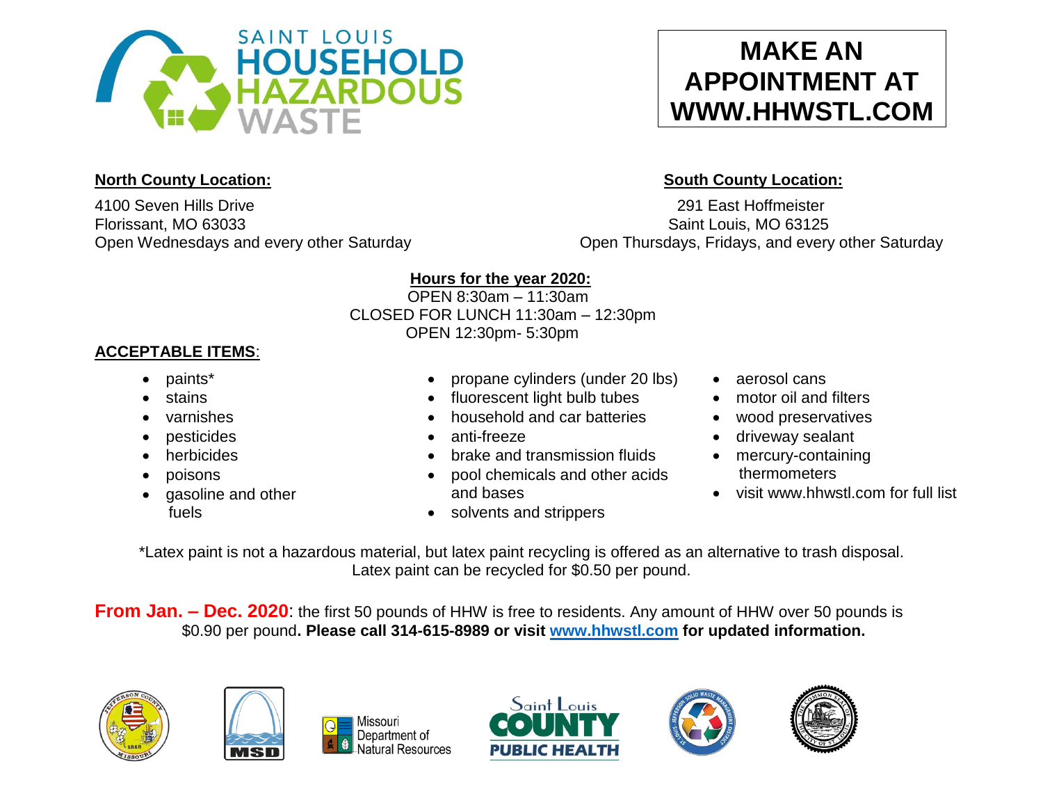# SAINT LOUIS HOUSEHOLD HAZARDOUS WASTE

**MAKE AN APPOINTMENT AT WWW.HHWSTL.COM**

**North County Location:**

4100 Seven Hills Drive
Florissant, MO 63033
Open Wednesdays and every other Saturday

**South County Location:**

291 East Hoffmeister
Saint Louis, MO 63125
Open Thursdays, Fridays, and every other Saturday

**Hours for the year 2020:**

OPEN 8:30am – 11:30am
CLOSED FOR LUNCH 11:30am – 12:30pm
OPEN 12:30pm- 5:30pm

**ACCEPTABLE ITEMS**:

- paints*
- stains
- varnishes
- pesticides
- herbicides
- poisons
- gasoline and other fuels
- propane cylinders (under 20 lbs)
- fluorescent light bulb tubes
- household and car batteries
- anti-freeze
- brake and transmission fluids
- pool chemicals and other acids and bases
- solvents and strippers
- aerosol cans
- motor oil and filters
- wood preservatives
- driveway sealant
- mercury-containing thermometers
- visit www.hhwstl.com for full list

*Latex paint is not a hazardous material, but latex paint recycling is offered as an alternative to trash disposal. Latex paint can be recycled for $0.50 per pound.

**From Jan. – Dec. 2020**: the first 50 pounds of HHW is free to residents. Any amount of HHW over 50 pounds is $0.90 per pound**. Please call 314-615-8989 or visit www.hhwstl.com for updated information.**

Missouri Department of Natural Resources

Saint Louis COUNTY PUBLIC HEALTH